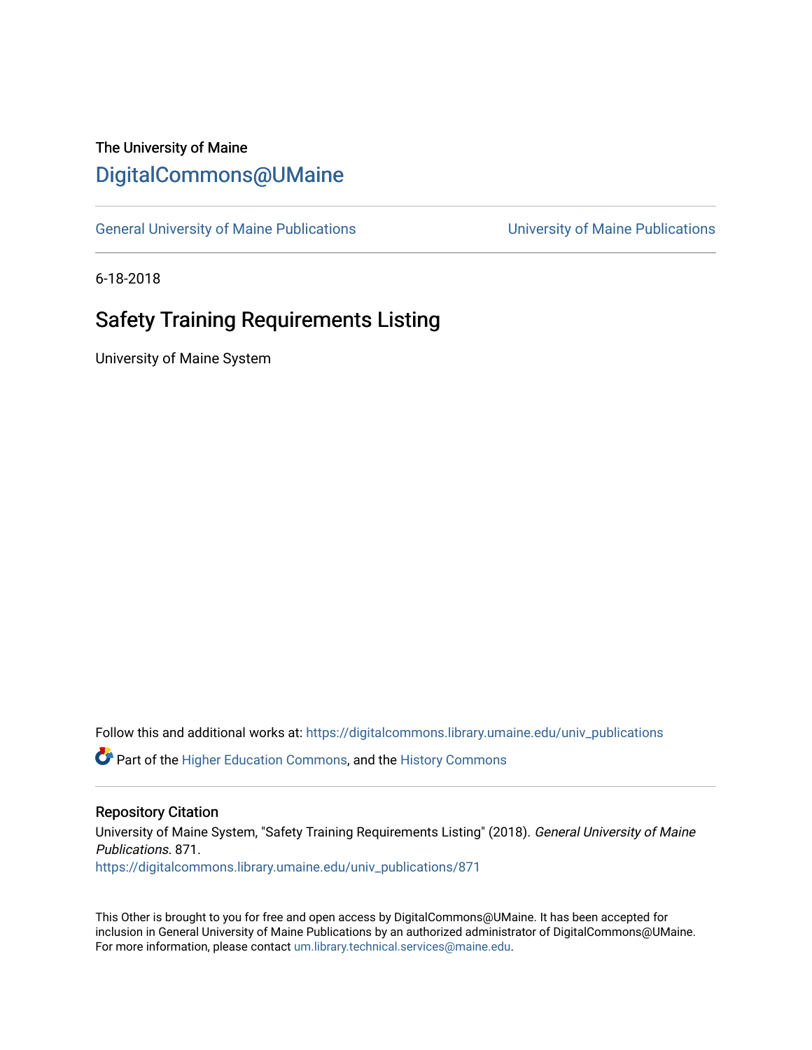The University of Maine

# DigitalCommons@UMaine

General University of Maine Publications | University of Maine Publications

6-18-2018

## Safety Training Requirements Listing

University of Maine System

Follow this and additional works at: https://digitalcommons.library.umaine.edu/univ_publications

Part of the Higher Education Commons, and the History Commons

### Repository Citation

University of Maine System, "Safety Training Requirements Listing" (2018). *General University of Maine Publications*. 871.
https://digitalcommons.library.umaine.edu/univ_publications/871

This Other is brought to you for free and open access by DigitalCommons@UMaine. It has been accepted for inclusion in General University of Maine Publications by an authorized administrator of DigitalCommons@UMaine. For more information, please contact um.library.technical.services@maine.edu.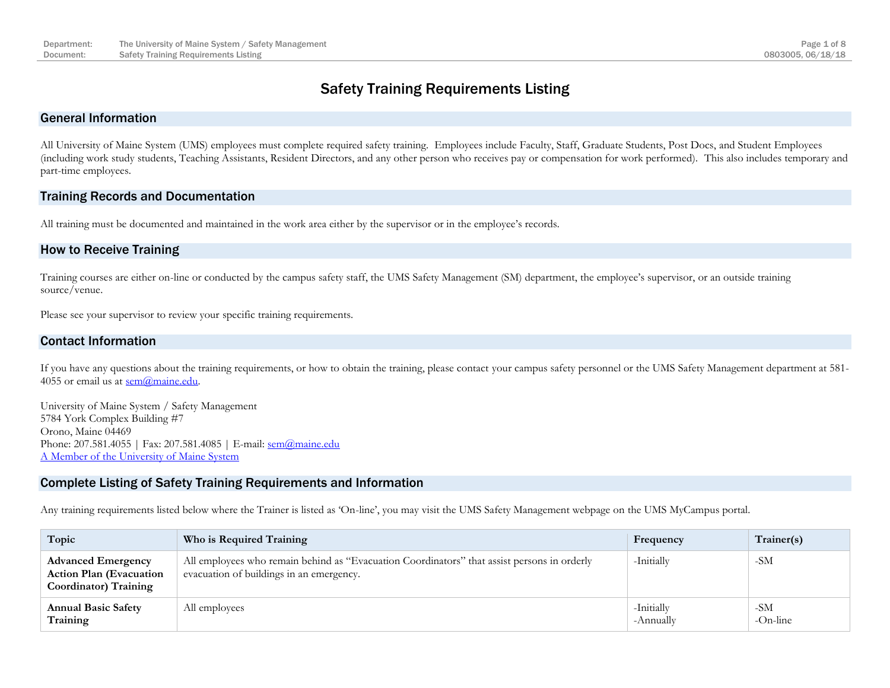# Safety Training Requirements Listing

## General Information

All University of Maine System (UMS) employees must complete required safety training. Employees include Faculty, Staff, Graduate Students, Post Docs, and Student Employees (including work study students, Teaching Assistants, Resident Directors, and any other person who receives pay or compensation for work performed). This also includes temporary and part-time employees.

## Training Records and Documentation

All training must be documented and maintained in the work area either by the supervisor or in the employee's records.

## How to Receive Training

Training courses are either on-line or conducted by the campus safety staff, the UMS Safety Management (SM) department, the employee's supervisor, or an outside training source/venue.

Please see your supervisor to review your specific training requirements.

## Contact Information

If you have any questions about the training requirements, or how to obtain the training, please contact your campus safety personnel or the UMS Safety Management department at 581-4055 or email us at sem@maine.edu.

University of Maine System / Safety Management
5784 York Complex Building #7
Orono, Maine 04469
Phone: 207.581.4055 | Fax: 207.581.4085 | E-mail: sem@maine.edu
A Member of the University of Maine System

## Complete Listing of Safety Training Requirements and Information

Any training requirements listed below where the Trainer is listed as 'On-line', you may visit the UMS Safety Management webpage on the UMS MyCampus portal.

| Topic | Who is Required Training | Frequency | Trainer(s) |
|---|---|---|---|
| **Advanced Emergency Action Plan (Evacuation Coordinator) Training** | All employees who remain behind as "Evacuation Coordinators" that assist persons in orderly evacuation of buildings in an emergency. | -Initially | -SM |
| **Annual Basic Safety Training** | All employees | -Initially<br>-Annually | -SM<br>-On-line |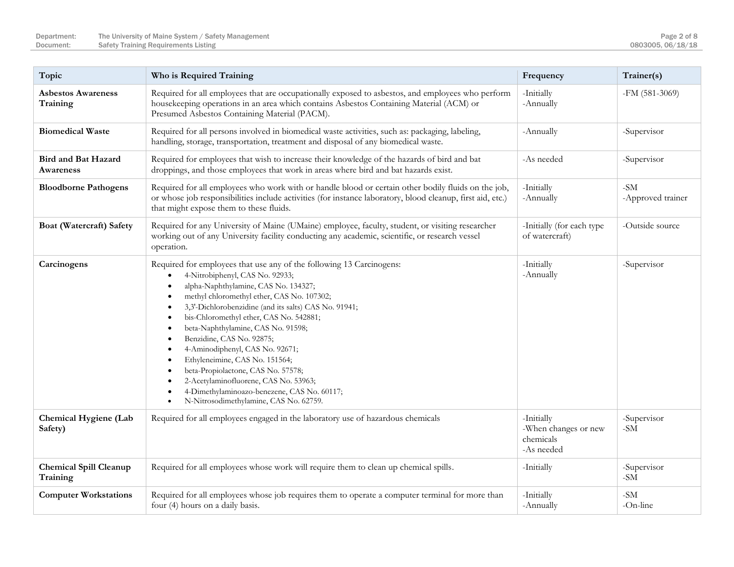| Topic | Who is Required Training | Frequency | Trainer(s) |
|---|---|---|---|
| **Asbestos Awareness Training** | Required for all employees that are occupationally exposed to asbestos, and employees who perform housekeeping operations in an area which contains Asbestos Containing Material (ACM) or Presumed Asbestos Containing Material (PACM). | -Initially<br>-Annually | -FM (581-3069) |
| **Biomedical Waste** | Required for all persons involved in biomedical waste activities, such as: packaging, labeling, handling, storage, transportation, treatment and disposal of any biomedical waste. | -Annually | -Supervisor |
| **Bird and Bat Hazard Awareness** | Required for employees that wish to increase their knowledge of the hazards of bird and bat droppings, and those employees that work in areas where bird and bat hazards exist. | -As needed | -Supervisor |
| **Bloodborne Pathogens** | Required for all employees who work with or handle blood or certain other bodily fluids on the job, or whose job responsibilities include activities (for instance laboratory, blood cleanup, first aid, etc.) that might expose them to these fluids. | -Initially<br>-Annually | -SM<br>-Approved trainer |
| **Boat (Watercraft) Safety** | Required for any University of Maine (UMaine) employee, faculty, student, or visiting researcher working out of any University facility conducting any academic, scientific, or research vessel operation. | -Initially (for each type of watercraft) | -Outside source |
| **Carcinogens** | Required for employees that use any of the following 13 Carcinogens:<br>• 4-Nitrobiphenyl, CAS No. 92933;<br>• alpha-Naphthylamine, CAS No. 134327;<br>• methyl chloromethyl ether, CAS No. 107302;<br>• 3,3'-Dichlorobenzidine (and its salts) CAS No. 91941;<br>• bis-Chloromethyl ether, CAS No. 542881;<br>• beta-Naphthylamine, CAS No. 91598;<br>• Benzidine, CAS No. 92875;<br>• 4-Aminodiphenyl, CAS No. 92671;<br>• Ethyleneimine, CAS No. 151564;<br>• beta-Propiolactone, CAS No. 57578;<br>• 2-Acetylaminofluorene, CAS No. 53963;<br>• 4-Dimethylaminoazo-benezene, CAS No. 60117;<br>• N-Nitrosodimethylamine, CAS No. 62759. | -Initially<br>-Annually | -Supervisor |
| **Chemical Hygiene (Lab Safety)** | Required for all employees engaged in the laboratory use of hazardous chemicals | -Initially<br>-When changes or new chemicals<br>-As needed | -Supervisor<br>-SM |
| **Chemical Spill Cleanup Training** | Required for all employees whose work will require them to clean up chemical spills. | -Initially | -Supervisor<br>-SM |
| **Computer Workstations** | Required for all employees whose job requires them to operate a computer terminal for more than four (4) hours on a daily basis. | -Initially<br>-Annually | -SM<br>-On-line |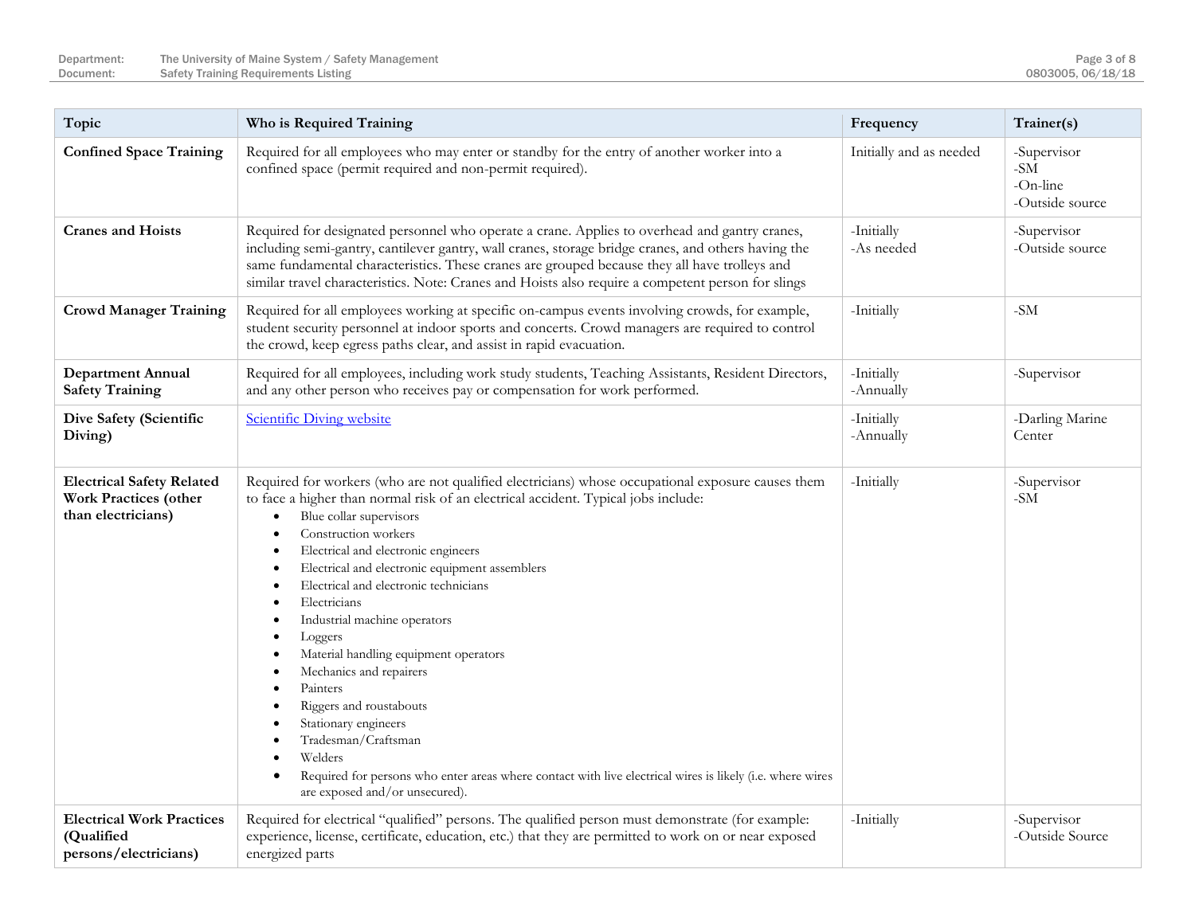| Topic | Who is Required Training | Frequency | Trainer(s) |
|---|---|---|---|
| **Confined Space Training** | Required for all employees who may enter or standby for the entry of another worker into a confined space (permit required and non-permit required). | Initially and as needed | -Supervisor<br>-SM<br>-On-line<br>-Outside source |
| **Cranes and Hoists** | Required for designated personnel who operate a crane. Applies to overhead and gantry cranes, including semi-gantry, cantilever gantry, wall cranes, storage bridge cranes, and others having the same fundamental characteristics. These cranes are grouped because they all have trolleys and similar travel characteristics. Note: Cranes and Hoists also require a competent person for slings | -Initially<br>-As needed | -Supervisor<br>-Outside source |
| **Crowd Manager Training** | Required for all employees working at specific on-campus events involving crowds, for example, student security personnel at indoor sports and concerts. Crowd managers are required to control the crowd, keep egress paths clear, and assist in rapid evacuation. | -Initially | -SM |
| **Department Annual Safety Training** | Required for all employees, including work study students, Teaching Assistants, Resident Directors, and any other person who receives pay or compensation for work performed. | -Initially<br>-Annually | -Supervisor |
| **Dive Safety (Scientific Diving)** | Scientific Diving website | -Initially<br>-Annually | -Darling Marine Center |
| **Electrical Safety Related Work Practices (other than electricians)** | Required for workers (who are not qualified electricians) whose occupational exposure causes them to face a higher than normal risk of an electrical accident. Typical jobs include:<br>• Blue collar supervisors<br>• Construction workers<br>• Electrical and electronic engineers<br>• Electrical and electronic equipment assemblers<br>• Electrical and electronic technicians<br>• Electricians<br>• Industrial machine operators<br>• Loggers<br>• Material handling equipment operators<br>• Mechanics and repairers<br>• Painters<br>• Riggers and roustabouts<br>• Stationary engineers<br>• Tradesman/Craftsman<br>• Welders<br>• Required for persons who enter areas where contact with live electrical wires is likely (i.e. where wires are exposed and/or unsecured). | -Initially | -Supervisor<br>-SM |
| **Electrical Work Practices (Qualified persons/electricians)** | Required for electrical "qualified" persons. The qualified person must demonstrate (for example: experience, license, certificate, education, etc.) that they are permitted to work on or near exposed energized parts | -Initially | -Supervisor<br>-Outside Source |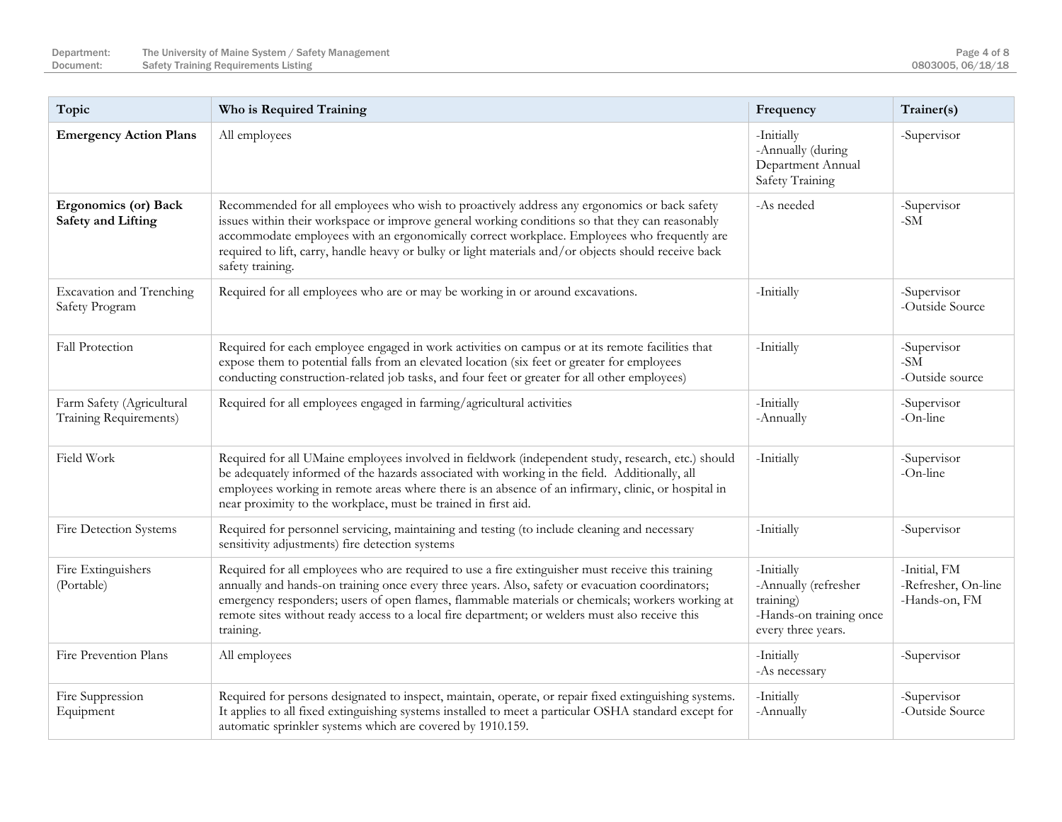| Topic | Who is Required Training | Frequency | Trainer(s) |
|---|---|---|---|
| **Emergency Action Plans** | All employees | -Initially<br>-Annually (during Department Annual Safety Training | -Supervisor |
| **Ergonomics (or) Back Safety and Lifting** | Recommended for all employees who wish to proactively address any ergonomics or back safety issues within their workspace or improve general working conditions so that they can reasonably accommodate employees with an ergonomically correct workplace. Employees who frequently are required to lift, carry, handle heavy or bulky or light materials and/or objects should receive back safety training. | -As needed | -Supervisor<br>-SM |
| Excavation and Trenching Safety Program | Required for all employees who are or may be working in or around excavations. | -Initially | -Supervisor<br>-Outside Source |
| Fall Protection | Required for each employee engaged in work activities on campus or at its remote facilities that expose them to potential falls from an elevated location (six feet or greater for employees conducting construction-related job tasks, and four feet or greater for all other employees) | -Initially | -Supervisor<br>-SM<br>-Outside source |
| Farm Safety (Agricultural Training Requirements) | Required for all employees engaged in farming/agricultural activities | -Initially<br>-Annually | -Supervisor<br>-On-line |
| Field Work | Required for all UMaine employees involved in fieldwork (independent study, research, etc.) should be adequately informed of the hazards associated with working in the field. Additionally, all employees working in remote areas where there is an absence of an infirmary, clinic, or hospital in near proximity to the workplace, must be trained in first aid. | -Initially | -Supervisor<br>-On-line |
| Fire Detection Systems | Required for personnel servicing, maintaining and testing (to include cleaning and necessary sensitivity adjustments) fire detection systems | -Initially | -Supervisor |
| Fire Extinguishers (Portable) | Required for all employees who are required to use a fire extinguisher must receive this training annually and hands-on training once every three years. Also, safety or evacuation coordinators; emergency responders; users of open flames, flammable materials or chemicals; workers working at remote sites without ready access to a local fire department; or welders must also receive this training. | -Initially<br>-Annually (refresher training)<br>-Hands-on training once every three years. | -Initial, FM<br>-Refresher, On-line<br>-Hands-on, FM |
| Fire Prevention Plans | All employees | -Initially<br>-As necessary | -Supervisor |
| Fire Suppression Equipment | Required for persons designated to inspect, maintain, operate, or repair fixed extinguishing systems. It applies to all fixed extinguishing systems installed to meet a particular OSHA standard except for automatic sprinkler systems which are covered by 1910.159. | -Initially<br>-Annually | -Supervisor<br>-Outside Source |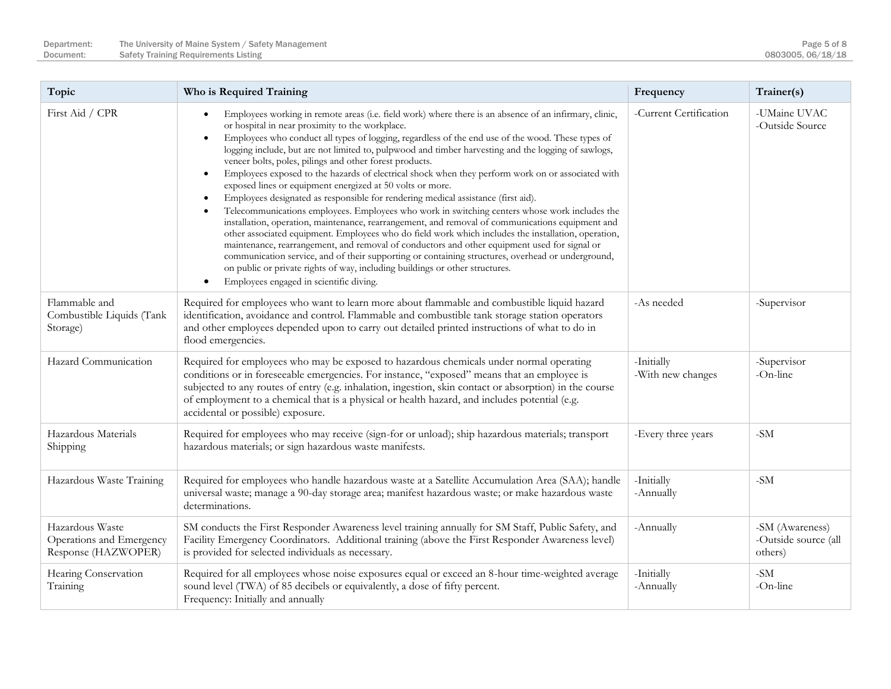| Topic | Who is Required Training | Frequency | Trainer(s) |
|---|---|---|---|
| First Aid / CPR | • Employees working in remote areas (i.e. field work) where there is an absence of an infirmary, clinic, or hospital in near proximity to the workplace.<br>• Employees who conduct all types of logging, regardless of the end use of the wood. These types of logging include, but are not limited to, pulpwood and timber harvesting and the logging of sawlogs, veneer bolts, poles, pilings and other forest products.<br>• Employees exposed to the hazards of electrical shock when they perform work on or associated with exposed lines or equipment energized at 50 volts or more.<br>• Employees designated as responsible for rendering medical assistance (first aid).<br>• Telecommunications employees. Employees who work in switching centers whose work includes the installation, operation, maintenance, rearrangement, and removal of communications equipment and other associated equipment. Employees who do field work which includes the installation, operation, maintenance, rearrangement, and removal of conductors and other equipment used for signal or communication service, and of their supporting or containing structures, overhead or underground, on public or private rights of way, including buildings or other structures.<br>• Employees engaged in scientific diving. | -Current Certification | -UMaine UVAC<br>-Outside Source |
| Flammable and Combustible Liquids (Tank Storage) | Required for employees who want to learn more about flammable and combustible liquid hazard identification, avoidance and control. Flammable and combustible tank storage station operators and other employees depended upon to carry out detailed printed instructions of what to do in flood emergencies. | -As needed | -Supervisor |
| Hazard Communication | Required for employees who may be exposed to hazardous chemicals under normal operating conditions or in foreseeable emergencies. For instance, "exposed" means that an employee is subjected to any routes of entry (e.g. inhalation, ingestion, skin contact or absorption) in the course of employment to a chemical that is a physical or health hazard, and includes potential (e.g. accidental or possible) exposure. | -Initially<br>-With new changes | -Supervisor<br>-On-line |
| Hazardous Materials Shipping | Required for employees who may receive (sign-for or unload); ship hazardous materials; transport hazardous materials; or sign hazardous waste manifests. | -Every three years | -SM |
| Hazardous Waste Training | Required for employees who handle hazardous waste at a Satellite Accumulation Area (SAA); handle universal waste; manage a 90-day storage area; manifest hazardous waste; or make hazardous waste determinations. | -Initially<br>-Annually | -SM |
| Hazardous Waste Operations and Emergency Response (HAZWOPER) | SM conducts the First Responder Awareness level training annually for SM Staff, Public Safety, and Facility Emergency Coordinators. Additional training (above the First Responder Awareness level) is provided for selected individuals as necessary. | -Annually | -SM (Awareness)<br>-Outside source (all others) |
| Hearing Conservation Training | Required for all employees whose noise exposures equal or exceed an 8-hour time-weighted average sound level (TWA) of 85 decibels or equivalently, a dose of fifty percent.<br>Frequency: Initially and annually | -Initially<br>-Annually | -SM<br>-On-line |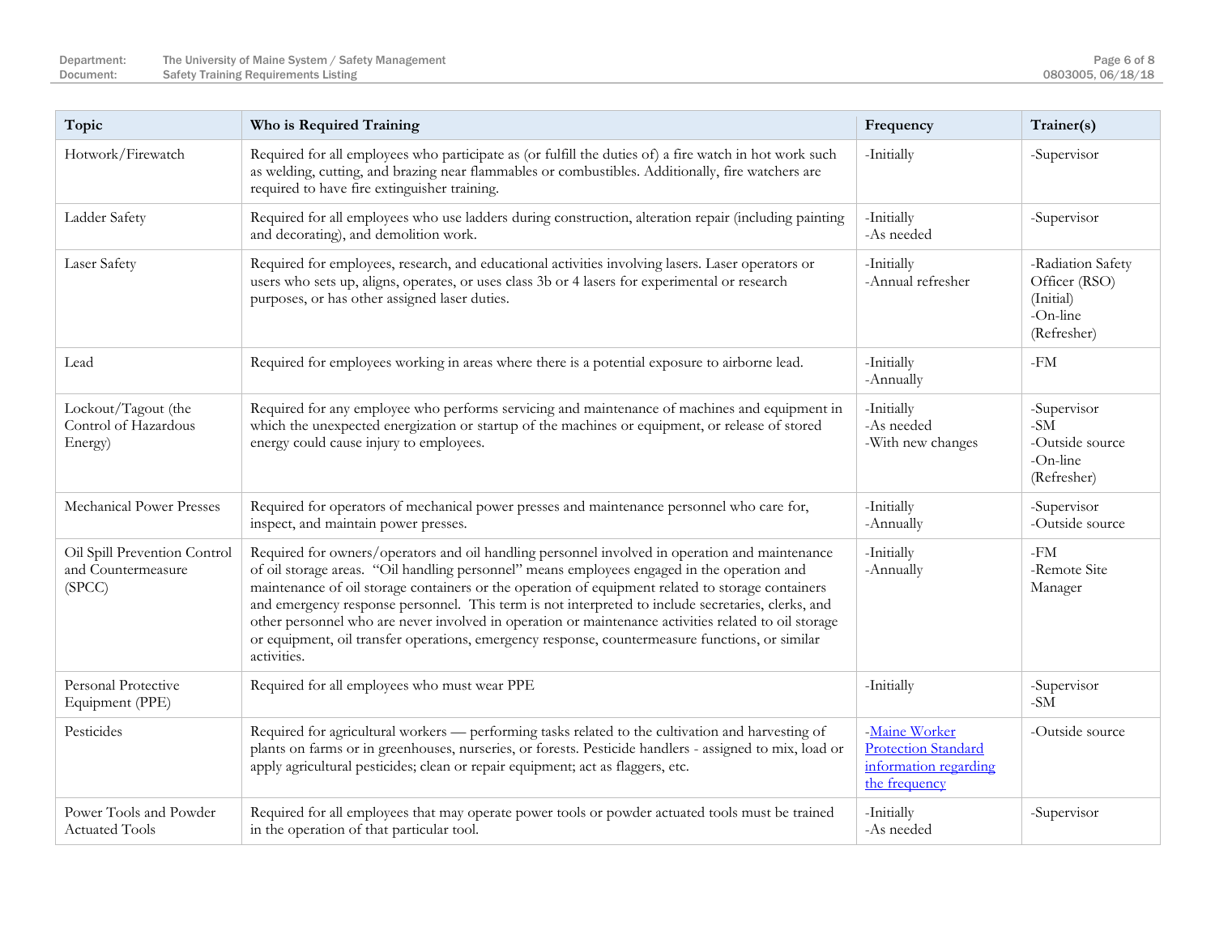| Topic | Who is Required Training | Frequency | Trainer(s) |
| --- | --- | --- | --- |
| Hotwork/Firewatch | Required for all employees who participate as (or fulfill the duties of) a fire watch in hot work such as welding, cutting, and brazing near flammables or combustibles. Additionally, fire watchers are required to have fire extinguisher training. | -Initially | -Supervisor |
| Ladder Safety | Required for all employees who use ladders during construction, alteration repair (including painting and decorating), and demolition work. | -Initially<br>-As needed | -Supervisor |
| Laser Safety | Required for employees, research, and educational activities involving lasers. Laser operators or users who sets up, aligns, operates, or uses class 3b or 4 lasers for experimental or research purposes, or has other assigned laser duties. | -Initially<br>-Annual refresher | -Radiation Safety Officer (RSO) (Initial)<br>-On-line (Refresher) |
| Lead | Required for employees working in areas where there is a potential exposure to airborne lead. | -Initially<br>-Annually | -FM |
| Lockout/Tagout (the Control of Hazardous Energy) | Required for any employee who performs servicing and maintenance of machines and equipment in which the unexpected energization or startup of the machines or equipment, or release of stored energy could cause injury to employees. | -Initially<br>-As needed<br>-With new changes | -Supervisor<br>-SM<br>-Outside source<br>-On-line (Refresher) |
| Mechanical Power Presses | Required for operators of mechanical power presses and maintenance personnel who care for, inspect, and maintain power presses. | -Initially<br>-Annually | -Supervisor<br>-Outside source |
| Oil Spill Prevention Control and Countermeasure (SPCC) | Required for owners/operators and oil handling personnel involved in operation and maintenance of oil storage areas. "Oil handling personnel" means employees engaged in the operation and maintenance of oil storage containers or the operation of equipment related to storage containers and emergency response personnel. This term is not interpreted to include secretaries, clerks, and other personnel who are never involved in operation or maintenance activities related to oil storage or equipment, oil transfer operations, emergency response, countermeasure functions, or similar activities. | -Initially<br>-Annually | -FM<br>-Remote Site Manager |
| Personal Protective Equipment (PPE) | Required for all employees who must wear PPE | -Initially | -Supervisor<br>-SM |
| Pesticides | Required for agricultural workers — performing tasks related to the cultivation and harvesting of plants on farms or in greenhouses, nurseries, or forests. Pesticide handlers - assigned to mix, load or apply agricultural pesticides; clean or repair equipment; act as flaggers, etc. | -Maine Worker Protection Standard information regarding the frequency | -Outside source |
| Power Tools and Powder Actuated Tools | Required for all employees that may operate power tools or powder actuated tools must be trained in the operation of that particular tool. | -Initially<br>-As needed | -Supervisor |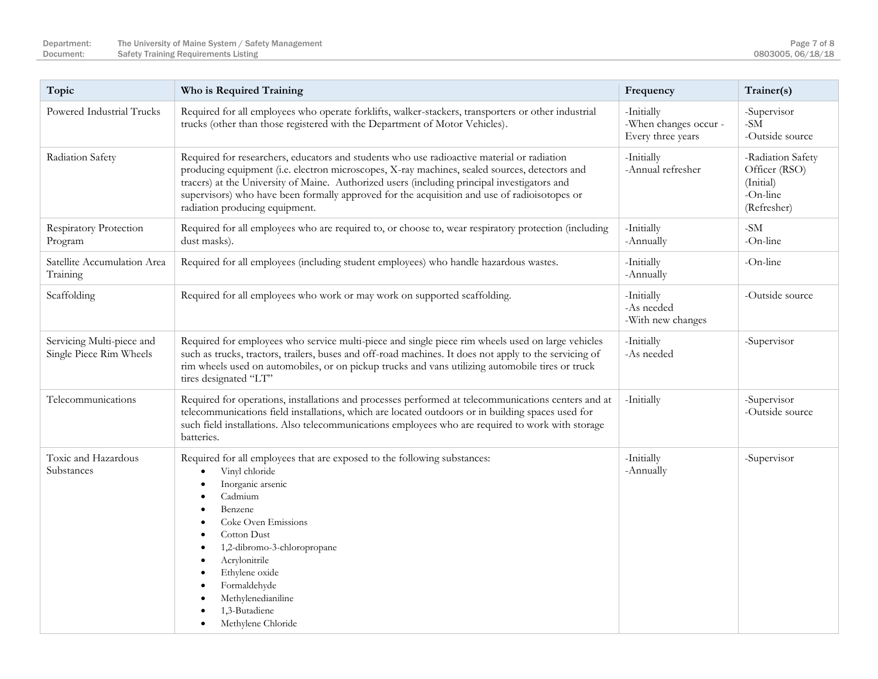| Topic | Who is Required Training | Frequency | Trainer(s) |
|---|---|---|---|
| Powered Industrial Trucks | Required for all employees who operate forklifts, walker-stackers, transporters or other industrial trucks (other than those registered with the Department of Motor Vehicles). | -Initially<br>-When changes occur -<br>Every three years | -Supervisor<br>-SM<br>-Outside source |
| Radiation Safety | Required for researchers, educators and students who use radioactive material or radiation producing equipment (i.e. electron microscopes, X-ray machines, sealed sources, detectors and tracers) at the University of Maine. Authorized users (including principal investigators and supervisors) who have been formally approved for the acquisition and use of radioisotopes or radiation producing equipment. | -Initially<br>-Annual refresher | -Radiation Safety Officer (RSO) (Initial)<br>-On-line (Refresher) |
| Respiratory Protection Program | Required for all employees who are required to, or choose to, wear respiratory protection (including dust masks). | -Initially<br>-Annually | -SM<br>-On-line |
| Satellite Accumulation Area Training | Required for all employees (including student employees) who handle hazardous wastes. | -Initially<br>-Annually | -On-line |
| Scaffolding | Required for all employees who work or may work on supported scaffolding. | -Initially<br>-As needed<br>-With new changes | -Outside source |
| Servicing Multi-piece and Single Piece Rim Wheels | Required for employees who service multi-piece and single piece rim wheels used on large vehicles such as trucks, tractors, trailers, buses and off-road machines. It does not apply to the servicing of rim wheels used on automobiles, or on pickup trucks and vans utilizing automobile tires or truck tires designated "LT" | -Initially<br>-As needed | -Supervisor |
| Telecommunications | Required for operations, installations and processes performed at telecommunications centers and at telecommunications field installations, which are located outdoors or in building spaces used for such field installations. Also telecommunications employees who are required to work with storage batteries. | -Initially | -Supervisor<br>-Outside source |
| Toxic and Hazardous Substances | Required for all employees that are exposed to the following substances:<br>• Vinyl chloride<br>• Inorganic arsenic<br>• Cadmium<br>• Benzene<br>• Coke Oven Emissions<br>• Cotton Dust<br>• 1,2-dibromo-3-chloropropane<br>• Acrylonitrile<br>• Ethylene oxide<br>• Formaldehyde<br>• Methylenedianiline<br>• 1,3-Butadiene<br>• Methylene Chloride | -Initially<br>-Annually | -Supervisor |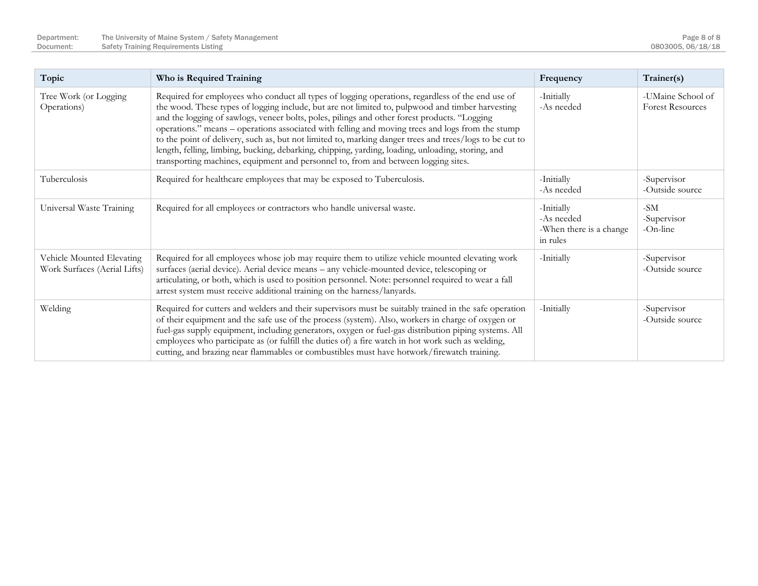| Topic | Who is Required Training | Frequency | Trainer(s) |
|---|---|---|---|
| Tree Work (or Logging Operations) | Required for employees who conduct all types of logging operations, regardless of the end use of the wood. These types of logging include, but are not limited to, pulpwood and timber harvesting and the logging of sawlogs, veneer bolts, poles, pilings and other forest products. "Logging operations." means – operations associated with felling and moving trees and logs from the stump to the point of delivery, such as, but not limited to, marking danger trees and trees/logs to be cut to length, felling, limbing, bucking, debarking, chipping, yarding, loading, unloading, storing, and transporting machines, equipment and personnel to, from and between logging sites. | -Initially<br>-As needed | -UMaine School of Forest Resources |
| Tuberculosis | Required for healthcare employees that may be exposed to Tuberculosis. | -Initially<br>-As needed | -Supervisor<br>-Outside source |
| Universal Waste Training | Required for all employees or contractors who handle universal waste. | -Initially<br>-As needed<br>-When there is a change in rules | -SM<br>-Supervisor<br>-On-line |
| Vehicle Mounted Elevating Work Surfaces (Aerial Lifts) | Required for all employees whose job may require them to utilize vehicle mounted elevating work surfaces (aerial device). Aerial device means – any vehicle-mounted device, telescoping or articulating, or both, which is used to position personnel. Note: personnel required to wear a fall arrest system must receive additional training on the harness/lanyards. | -Initially | -Supervisor<br>-Outside source |
| Welding | Required for cutters and welders and their supervisors must be suitably trained in the safe operation of their equipment and the safe use of the process (system). Also, workers in charge of oxygen or fuel-gas supply equipment, including generators, oxygen or fuel-gas distribution piping systems. All employees who participate as (or fulfill the duties of) a fire watch in hot work such as welding, cutting, and brazing near flammables or combustibles must have hotwork/firewatch training. | -Initially | -Supervisor<br>-Outside source |